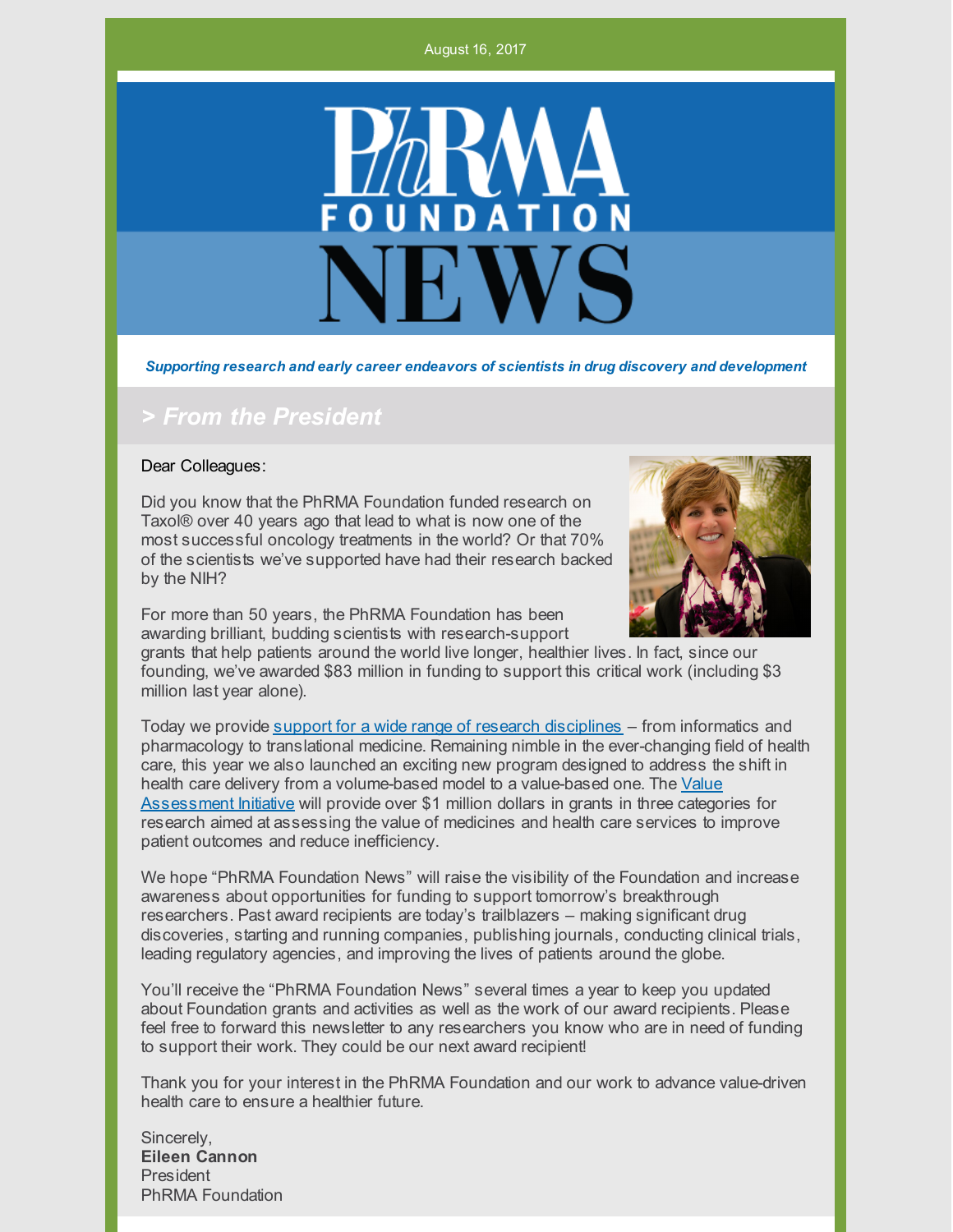August 16, 2017

# PhRMA FOUNDATION NEWS

***Supporting research and early career endeavors of scientists in drug discovery and development***

## > *From the President*

Dear Colleagues:

Did you know that the PhRMA Foundation funded research on Taxol® over 40 years ago that lead to what is now one of the most successful oncology treatments in the world? Or that 70% of the scientists we've supported have had their research backed by the NIH?

For more than 50 years, the PhRMA Foundation has been awarding brilliant, budding scientists with research-support grants that help patients around the world live longer, healthier lives. In fact, since our founding, we've awarded $83 million in funding to support this critical work (including $3 million last year alone).

Today we provide support for a wide range of research disciplines – from informatics and pharmacology to translational medicine. Remaining nimble in the ever-changing field of health care, this year we also launched an exciting new program designed to address the shift in health care delivery from a volume-based model to a value-based one. The Value Assessment Initiative will provide over $1 million dollars in grants in three categories for research aimed at assessing the value of medicines and health care services to improve patient outcomes and reduce inefficiency.

We hope "PhRMA Foundation News" will raise the visibility of the Foundation and increase awareness about opportunities for funding to support tomorrow's breakthrough researchers. Past award recipients are today's trailblazers – making significant drug discoveries, starting and running companies, publishing journals, conducting clinical trials, leading regulatory agencies, and improving the lives of patients around the globe.

You'll receive the "PhRMA Foundation News" several times a year to keep you updated about Foundation grants and activities as well as the work of our award recipients. Please feel free to forward this newsletter to any researchers you know who are in need of funding to support their work. They could be our next award recipient!

Thank you for your interest in the PhRMA Foundation and our work to advance value-driven health care to ensure a healthier future.

Sincerely,
**Eileen Cannon**
President
PhRMA Foundation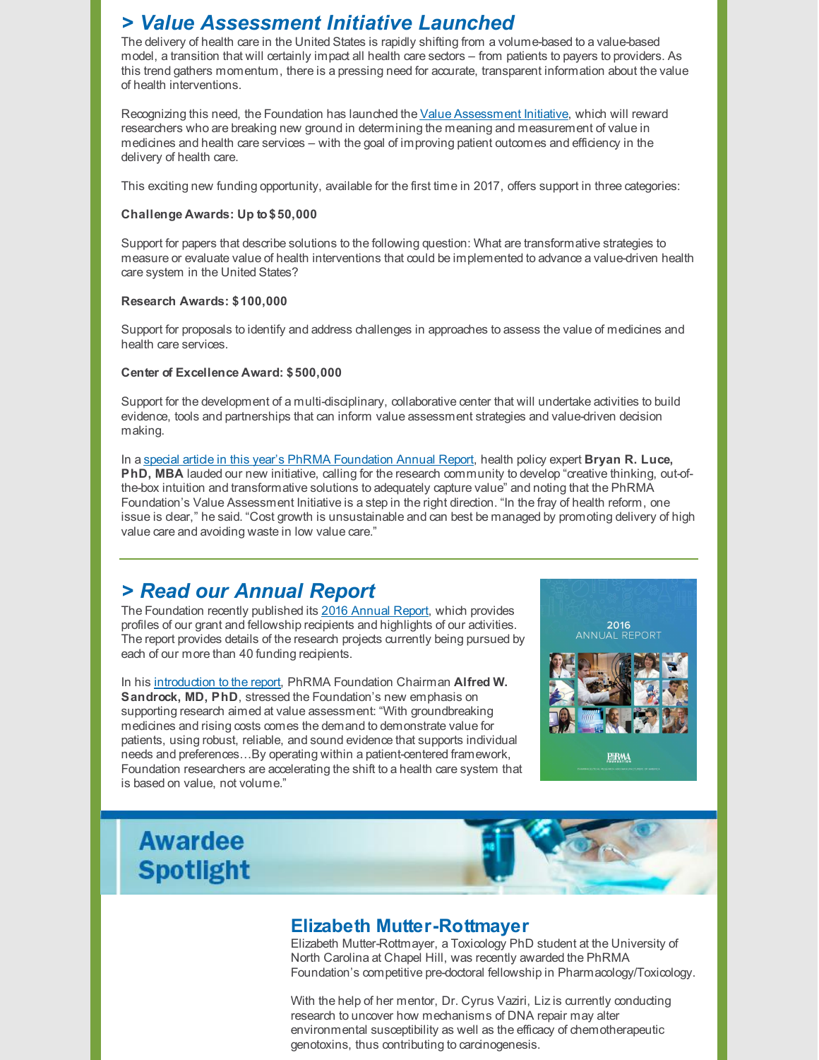## > *Value Assessment Initiative Launched*

The delivery of health care in the United States is rapidly shifting from a volume-based to a value-based model, a transition that will certainly impact all health care sectors – from patients to payers to providers. As this trend gathers momentum, there is a pressing need for accurate, transparent information about the value of health interventions.

Recognizing this need, the Foundation has launched the Value Assessment Initiative, which will reward researchers who are breaking new ground in determining the meaning and measurement of value in medicines and health care services – with the goal of improving patient outcomes and efficiency in the delivery of health care.

This exciting new funding opportunity, available for the first time in 2017, offers support in three categories:

**Challenge Awards: Up to $50,000**

Support for papers that describe solutions to the following question: What are transformative strategies to measure or evaluate value of health interventions that could be implemented to advance a value-driven health care system in the United States?

**Research Awards: $100,000**

Support for proposals to identify and address challenges in approaches to assess the value of medicines and health care services.

**Center of Excellence Award: $500,000**

Support for the development of a multi-disciplinary, collaborative center that will undertake activities to build evidence, tools and partnerships that can inform value assessment strategies and value-driven decision making.

In a special article in this year's PhRMA Foundation Annual Report, health policy expert **Bryan R. Luce, PhD, MBA** lauded our new initiative, calling for the research community to develop "creative thinking, out-of-the-box intuition and transformative solutions to adequately capture value" and noting that the PhRMA Foundation's Value Assessment Initiative is a step in the right direction. "In the fray of health reform, one issue is clear," he said. "Cost growth is unsustainable and can best be managed by promoting delivery of high value care and avoiding waste in low value care."

## > *Read our Annual Report*

The Foundation recently published its 2016 Annual Report, which provides profiles of our grant and fellowship recipients and highlights of our activities. The report provides details of the research projects currently being pursued by each of our more than 40 funding recipients.

In his introduction to the report, PhRMA Foundation Chairman **Alfred W. Sandrock, MD, PhD**, stressed the Foundation's new emphasis on supporting research aimed at value assessment: "With groundbreaking medicines and rising costs comes the demand to demonstrate value for patients, using robust, reliable, and sound evidence that supports individual needs and preferences…By operating within a patient-centered framework, Foundation researchers are accelerating the shift to a health care system that is based on value, not volume."

# Awardee Spotlight

## Elizabeth Mutter-Rottmayer

Elizabeth Mutter-Rottmayer, a Toxicology PhD student at the University of North Carolina at Chapel Hill, was recently awarded the PhRMA Foundation's competitive pre-doctoral fellowship in Pharmacology/Toxicology.

With the help of her mentor, Dr. Cyrus Vaziri, Liz is currently conducting research to uncover how mechanisms of DNA repair may alter environmental susceptibility as well as the efficacy of chemotherapeutic genotoxins, thus contributing to carcinogenesis.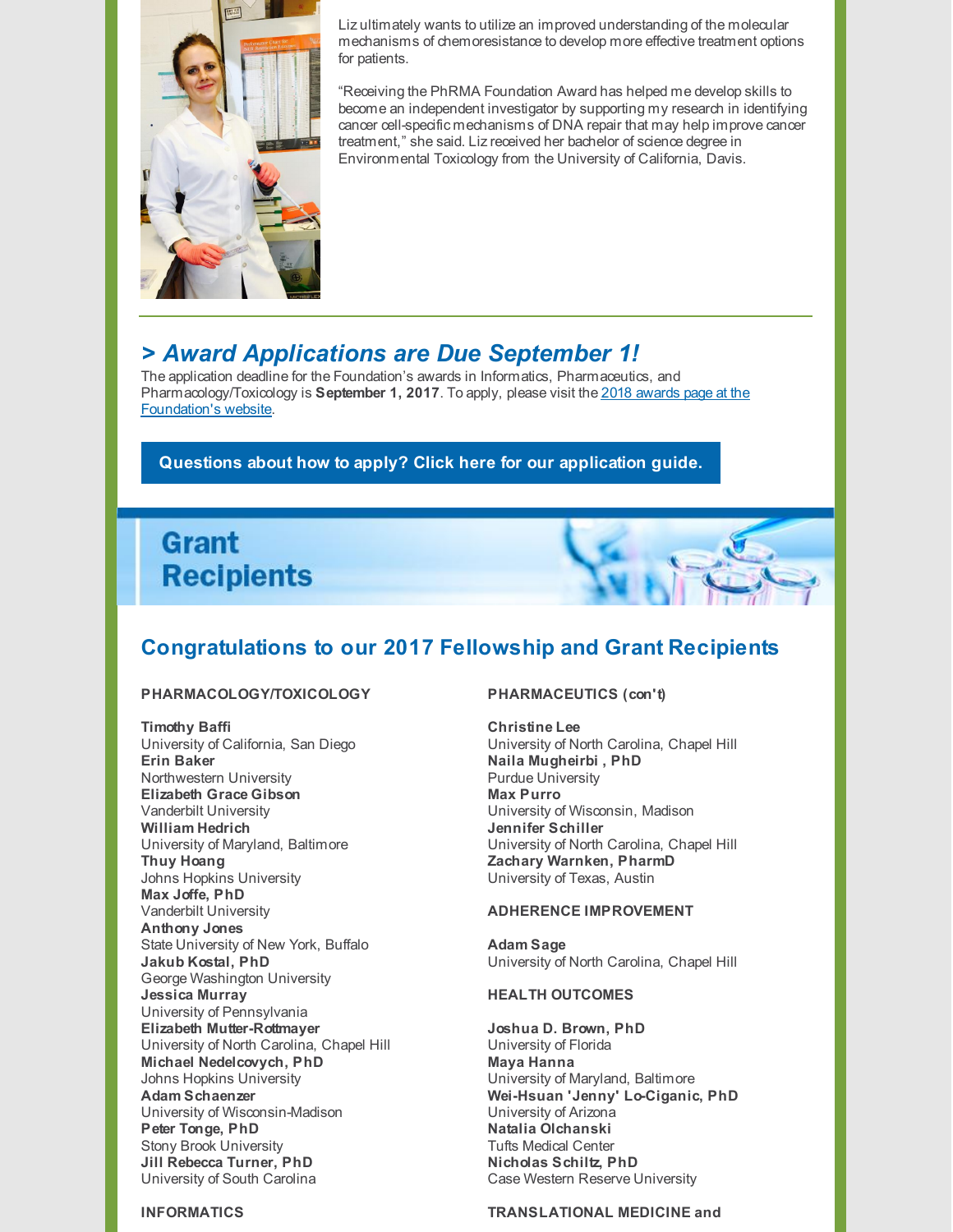Liz ultimately wants to utilize an improved understanding of the molecular mechanisms of chemoresistance to develop more effective treatment options for patients.

"Receiving the PhRMA Foundation Award has helped me develop skills to become an independent investigator by supporting my research in identifying cancer cell-specific mechanisms of DNA repair that may help improve cancer treatment," she said. Liz received her bachelor of science degree in Environmental Toxicology from the University of California, Davis.

## *> Award Applications are Due September 1!*

The application deadline for the Foundation's awards in Informatics, Pharmaceutics, and Pharmacology/Toxicology is **September 1, 2017**. To apply, please visit the [2018 awards page at the Foundation's website](#).

**Questions about how to apply? Click here for our application guide.**

# Grant Recipients

## Congratulations to our 2017 Fellowship and Grant Recipients

**PHARMACOLOGY/TOXICOLOGY**

**Timothy Baffi**
University of California, San Diego
**Erin Baker**
Northwestern University
**Elizabeth Grace Gibson**
Vanderbilt University
**William Hedrich**
University of Maryland, Baltimore
**Thuy Hoang**
Johns Hopkins University
**Max Joffe, PhD**
Vanderbilt University
**Anthony Jones**
State University of New York, Buffalo
**Jakub Kostal, PhD**
George Washington University
**Jessica Murray**
University of Pennsylvania
**Elizabeth Mutter-Rottmayer**
University of North Carolina, Chapel Hill
**Michael Nedelcovych, PhD**
Johns Hopkins University
**Adam Schaenzer**
University of Wisconsin-Madison
**Peter Tonge, PhD**
Stony Brook University
**Jill Rebecca Turner, PhD**
University of South Carolina

**INFORMATICS**

**PHARMACEUTICS (con't)**

**Christine Lee**
University of North Carolina, Chapel Hill
**Naila Mugheirbi , PhD**
Purdue University
**Max Purro**
University of Wisconsin, Madison
**Jennifer Schiller**
University of North Carolina, Chapel Hill
**Zachary Warnken, PharmD**
University of Texas, Austin

**ADHERENCE IMPROVEMENT**

**Adam Sage**
University of North Carolina, Chapel Hill

**HEALTH OUTCOMES**

**Joshua D. Brown, PhD**
University of Florida
**Maya Hanna**
University of Maryland, Baltimore
**Wei-Hsuan 'Jenny' Lo-Ciganic, PhD**
University of Arizona
**Natalia Olchanski**
Tufts Medical Center
**Nicholas Schiltz, PhD**
Case Western Reserve University

**TRANSLATIONAL MEDICINE and**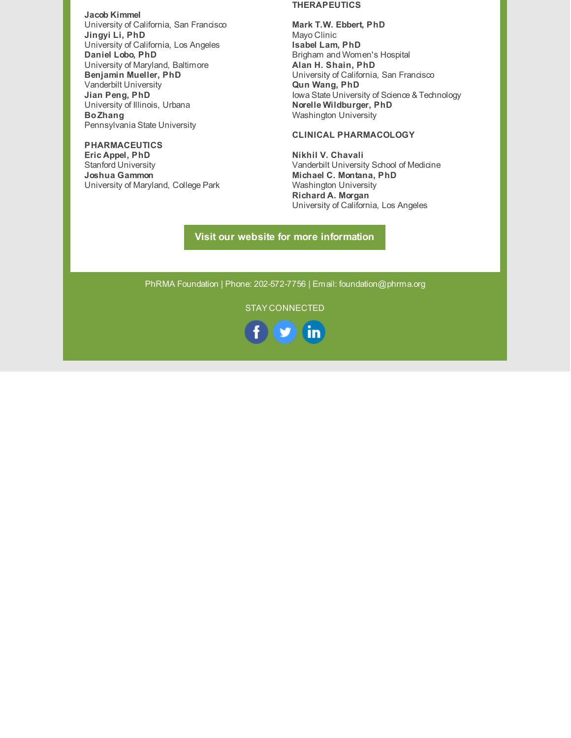**Jacob Kimmel**
University of California, San Francisco
**Jingyi Li, PhD**
University of California, Los Angeles
**Daniel Lobo, PhD**
University of Maryland, Baltimore
**Benjamin Mueller, PhD**
Vanderbilt University
**Jian Peng, PhD**
University of Illinois, Urbana
**Bo Zhang**
Pennsylvania State University

**PHARMACEUTICS**

**Eric Appel, PhD**
Stanford University
**Joshua Gammon**
University of Maryland, College Park

**THERAPEUTICS**

**Mark T.W. Ebbert, PhD**
Mayo Clinic
**Isabel Lam, PhD**
Brigham and Women's Hospital
**Alan H. Shain, PhD**
University of California, San Francisco
**Qun Wang, PhD**
Iowa State University of Science & Technology
**Norelle Wildburger, PhD**
Washington University

**CLINICAL PHARMACOLOGY**

**Nikhil V. Chavali**
Vanderbilt University School of Medicine
**Michael C. Montana, PhD**
Washington University
**Richard A. Morgan**
University of California, Los Angeles

**Visit our website for more information**

PhRMA Foundation | Phone: 202-572-7756 | Email: foundation@phrma.org

STAY CONNECTED